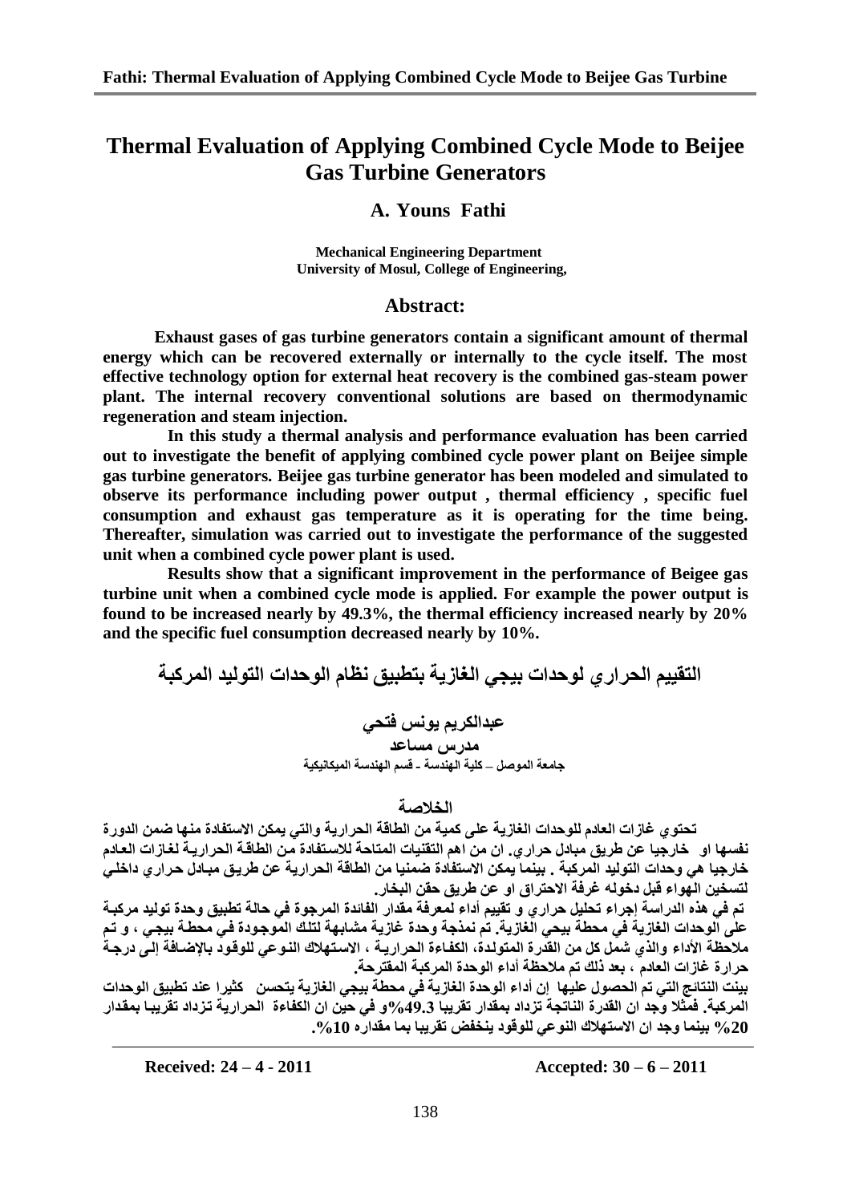# Thermal Evaluation of Applying Combined Cycle Mode to Beijee Gas Turbine Generators

**A. Youns Fathi**

**Mechanical Engineering Department**
**University of Mosul, College of Engineering,**

## Abstract:

**Exhaust gases of gas turbine generators contain a significant amount of thermal energy which can be recovered externally or internally to the cycle itself. The most effective technology option for external heat recovery is the combined gas-steam power plant. The internal recovery conventional solutions are based on thermodynamic regeneration and steam injection.**

**In this study a thermal analysis and performance evaluation has been carried out to investigate the benefit of applying combined cycle power plant on Beijee simple gas turbine generators. Beijee gas turbine generator has been modeled and simulated to observe its performance including power output , thermal efficiency , specific fuel consumption and exhaust gas temperature as it is operating for the time being. Thereafter, simulation was carried out to investigate the performance of the suggested unit when a combined cycle power plant is used.**

**Results show that a significant improvement in the performance of Beigee gas turbine unit when a combined cycle mode is applied. For example the power output is found to be increased nearly by 49.3%, the thermal efficiency increased nearly by 20% and the specific fuel consumption decreased nearly by 10%.**

# التقييم الحراري لوحدات بيجي الغازية بتطبيق نظام الوحدات التوليد المركبة

**عبدالكريم يونس فتحي**
**مدرس مساعد**
**جامعة الموصل – كلية الهندسة - قسم الهندسة الميكانيكية**

## الخلاصة

**تحتوي غازات العادم للوحدات الغازية على كمية من الطاقة الحرارية والتي يمكن الاستفادة منها ضمن الدورة نفسها او خارجيا عن طريق مبادل حراري. ان من اهم التقنيات المتاحة للاستفادة من الطاقة الحرارية لغازات العادم خارجيا هي وحدات التوليد المركبة . بينما يمكن الاستفادة ضمنيا من الطاقة الحرارية عن طريق مبادل حراري داخلي لتسخين الهواء قبل دخوله غرفة الاحتراق او عن طريق حقن البخار.**

**تم في هذه الدراسة إجراء تحليل حراري و تقييم أداء لمعرفة مقدار الفائدة المرجوة في حالة تطبيق وحدة توليد مركبة على الوحدات الغازية في محطة بيجي الغازية. تم نمذجة وحدة غازية مشابهة لتلك الموجودة في محطة بيجي ، و تم ملاحظة الأداء والذي شمل كل من القدرة المتولدة، الكفاءة الحرارية ، الاستهلاك النوعي للوقود بالإضافة إلى درجة حرارة غازات العادم ، بعد ذلك تم ملاحظة أداء الوحدة المركبة المقترحة.**

**بينت النتائج التي تم الحصول عليها إن أداء الوحدة الغازية في محطة بيجي الغازية يتحسن كثيرا عند تطبيق الوحدات المركبة. فمثلا وجد ان القدرة الناتجة تزداد بمقدار تقريبا 49.3%و في حين ان الكفاءة الحرارية تزداد تقريبا بمقدار 20% بينما وجد ان الاستهلاك النوعي للوقود ينخفض تقريبا بما مقداره 10%.**

**Received: 24 – 4 - 2011** **Accepted: 30 – 6 – 2011**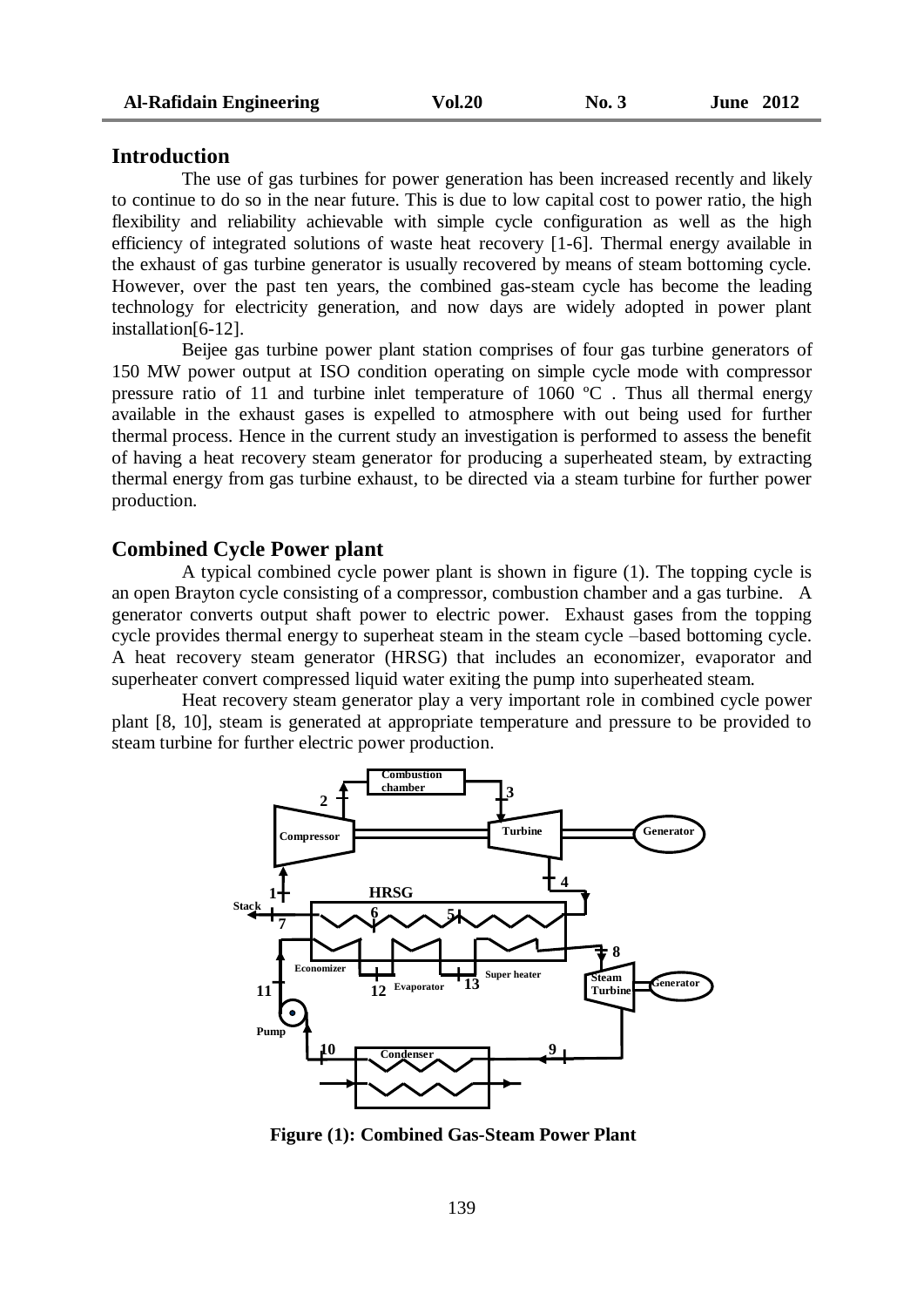## Introduction

The use of gas turbines for power generation has been increased recently and likely to continue to do so in the near future. This is due to low capital cost to power ratio, the high flexibility and reliability achievable with simple cycle configuration as well as the high efficiency of integrated solutions of waste heat recovery [1-6]. Thermal energy available in the exhaust of gas turbine generator is usually recovered by means of steam bottoming cycle. However, over the past ten years, the combined gas-steam cycle has become the leading technology for electricity generation, and now days are widely adopted in power plant installation[6-12].

Beijee gas turbine power plant station comprises of four gas turbine generators of 150 MW power output at ISO condition operating on simple cycle mode with compressor pressure ratio of 11 and turbine inlet temperature of 1060 ºC . Thus all thermal energy available in the exhaust gases is expelled to atmosphere with out being used for further thermal process. Hence in the current study an investigation is performed to assess the benefit of having a heat recovery steam generator for producing a superheated steam, by extracting thermal energy from gas turbine exhaust, to be directed via a steam turbine for further power production.

## Combined Cycle Power plant

A typical combined cycle power plant is shown in figure (1). The topping cycle is an open Brayton cycle consisting of a compressor, combustion chamber and a gas turbine. A generator converts output shaft power to electric power. Exhaust gases from the topping cycle provides thermal energy to superheat steam in the steam cycle –based bottoming cycle. A heat recovery steam generator (HRSG) that includes an economizer, evaporator and superheater convert compressed liquid water exiting the pump into superheated steam.

Heat recovery steam generator play a very important role in combined cycle power plant [8, 10], steam is generated at appropriate temperature and pressure to be provided to steam turbine for further electric power production.

**Figure (1): Combined Gas-Steam Power Plant**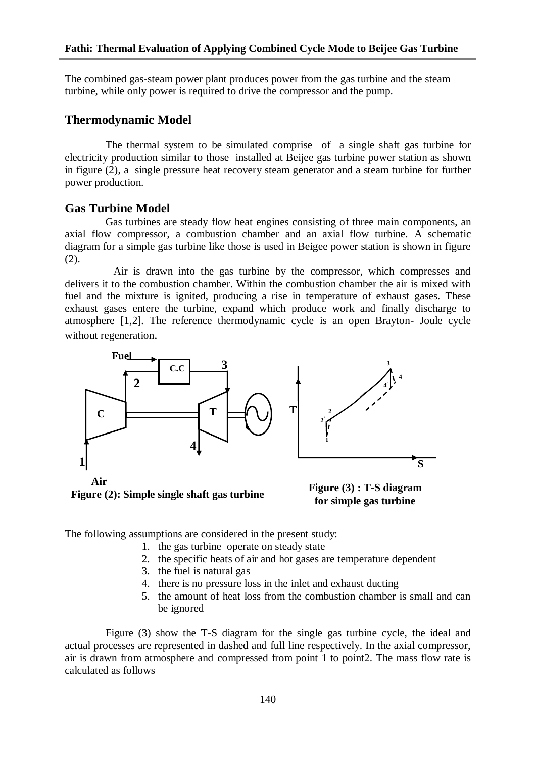The combined gas-steam power plant produces power from the gas turbine and the steam turbine, while only power is required to drive the compressor and the pump.

## Thermodynamic Model

The thermal system to be simulated comprise of a single shaft gas turbine for electricity production similar to those installed at Beijee gas turbine power station as shown in figure (2), a single pressure heat recovery steam generator and a steam turbine for further power production.

## Gas Turbine Model

Gas turbines are steady flow heat engines consisting of three main components, an axial flow compressor, a combustion chamber and an axial flow turbine. A schematic diagram for a simple gas turbine like those is used in Beigee power station is shown in figure (2).

Air is drawn into the gas turbine by the compressor, which compresses and delivers it to the combustion chamber. Within the combustion chamber the air is mixed with fuel and the mixture is ignited, producing a rise in temperature of exhaust gases. These exhaust gases entere the turbine, expand which produce work and finally discharge to atmosphere [1,2]. The reference thermodynamic cycle is an open Brayton- Joule cycle without regeneration.

**Figure (2): Simple single shaft gas turbine**

**Figure (3) : T-S diagram for simple gas turbine**

The following assumptions are considered in the present study:

1. the gas turbine operate on steady state
2. the specific heats of air and hot gases are temperature dependent
3. the fuel is natural gas
4. there is no pressure loss in the inlet and exhaust ducting
5. the amount of heat loss from the combustion chamber is small and can be ignored

Figure (3) show the T-S diagram for the single gas turbine cycle, the ideal and actual processes are represented in dashed and full line respectively. In the axial compressor, air is drawn from atmosphere and compressed from point 1 to point2. The mass flow rate is calculated as follows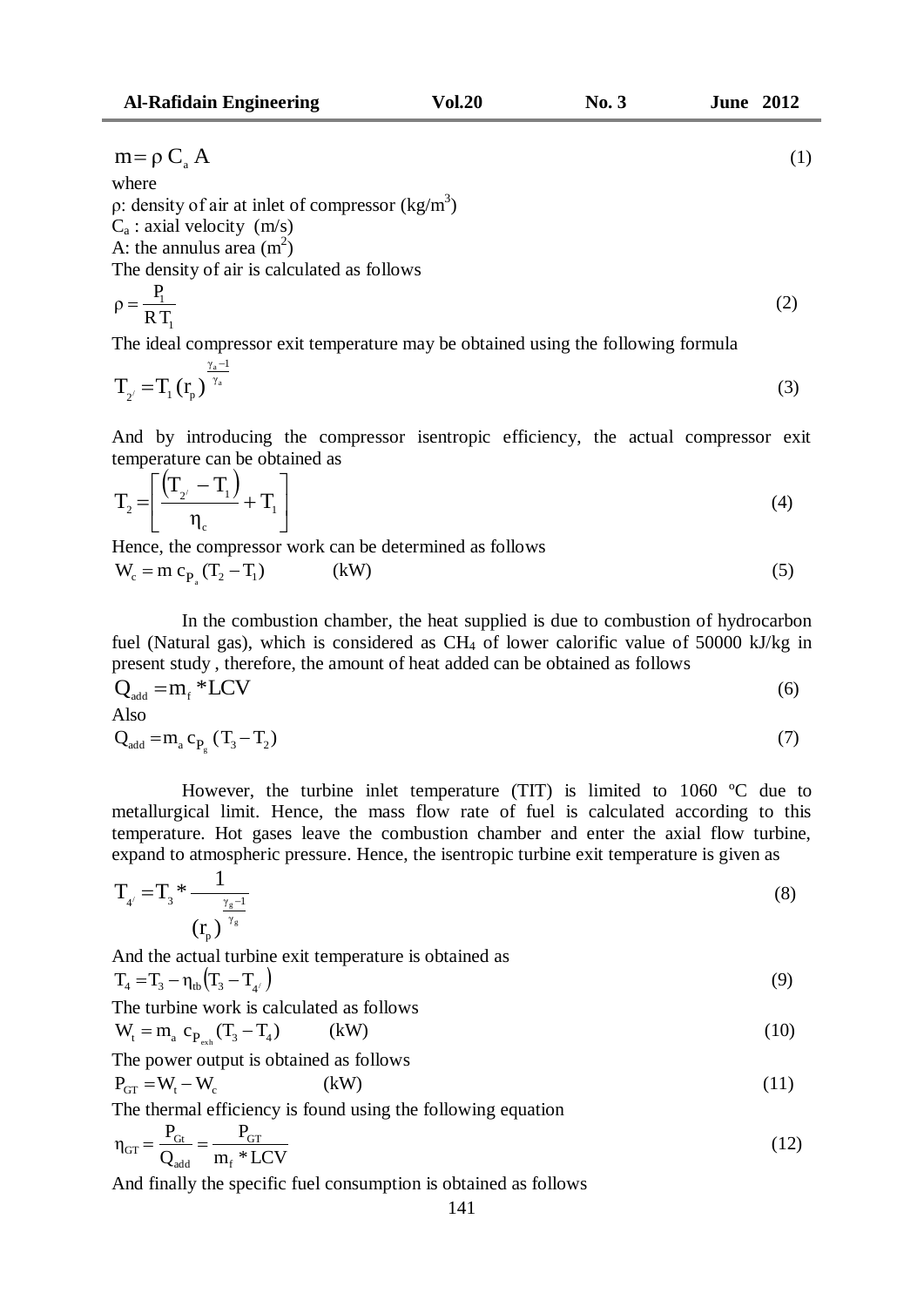$$m = \rho \, C_a \, A \tag{1}$$

where

$\rho$: density of air at inlet of compressor (kg/m$^3$)

$C_a$ : axial velocity (m/s)

A: the annulus area (m$^2$)

The density of air is calculated as follows

$$\rho = \frac{P_1}{R\,T_1} \tag{2}$$

The ideal compressor exit temperature may be obtained using the following formula

$$T_{2'} = T_1 \, (r_p)^{\frac{\gamma_a - 1}{\gamma_a}} \tag{3}$$

And by introducing the compressor isentropic efficiency, the actual compressor exit temperature can be obtained as

$$T_2 = \left[ \frac{\left(T_{2'} - T_1\right)}{\eta_c} + T_1 \right] \tag{4}$$

Hence, the compressor work can be determined as follows

$$W_c = m \, c_{P_a} (T_2 - T_1) \qquad \text{(kW)} \tag{5}$$

In the combustion chamber, the heat supplied is due to combustion of hydrocarbon fuel (Natural gas), which is considered as $CH_4$ of lower calorific value of 50000 kJ/kg in present study , therefore, the amount of heat added can be obtained as follows

$$Q_{add} = m_f * LCV \tag{6}$$

Also

$$Q_{add} = m_a \, c_{P_g} (T_3 - T_2) \tag{7}$$

However, the turbine inlet temperature (TIT) is limited to 1060 ºC due to metallurgical limit. Hence, the mass flow rate of fuel is calculated according to this temperature. Hot gases leave the combustion chamber and enter the axial flow turbine, expand to atmospheric pressure. Hence, the isentropic turbine exit temperature is given as

$$T_{4'} = T_3 * \frac{1}{(r_p)^{\frac{\gamma_g - 1}{\gamma_g}}} \tag{8}$$

And the actual turbine exit temperature is obtained as

$$T_4 = T_3 - \eta_{tb}\left(T_3 - T_{4'}\right) \tag{9}$$

The turbine work is calculated as follows

$$W_t = m_a \, c_{P_{exh}} (T_3 - T_4) \qquad \text{(kW)} \tag{10}$$

The power output is obtained as follows

$$P_{GT} = W_t - W_c \qquad \text{(kW)} \tag{11}$$

The thermal efficiency is found using the following equation

$$\eta_{GT} = \frac{P_{Gt}}{Q_{add}} = \frac{P_{GT}}{m_f * LCV} \tag{12}$$

And finally the specific fuel consumption is obtained as follows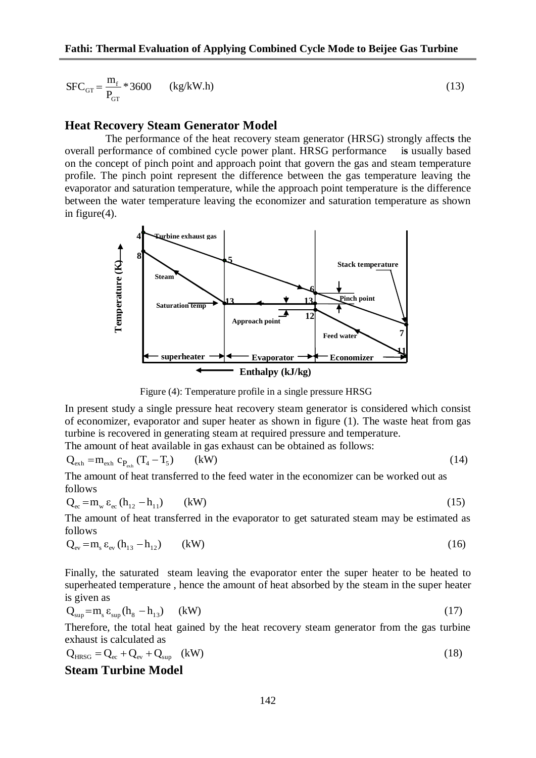$$SFC_{GT} = \frac{m_f}{P_{GT}} * 3600 \quad \text{(kg/kW.h)} \tag{13}$$

## Heat Recovery Steam Generator Model

The performance of the heat recovery steam generator (HRSG) strongly affects the overall performance of combined cycle power plant. HRSG performance is usually based on the concept of pinch point and approach point that govern the gas and steam temperature profile. The pinch point represent the difference between the gas temperature leaving the evaporator and saturation temperature, while the approach point temperature is the difference between the water temperature leaving the economizer and saturation temperature as shown in figure(4).

Figure (4): Temperature profile in a single pressure HRSG

In present study a single pressure heat recovery steam generator is considered which consist of economizer, evaporator and super heater as shown in figure (1). The waste heat from gas turbine is recovered in generating steam at required pressure and temperature.

The amount of heat available in gas exhaust can be obtained as follows:

$$Q_{exh} = m_{exh}\, c_{P_{exh}}\, (T_4 - T_5) \quad \text{(kW)} \tag{14}$$

The amount of heat transferred to the feed water in the economizer can be worked out as follows

$$Q_{ec} = m_w\, \varepsilon_{ec}\, (h_{12} - h_{11}) \quad \text{(kW)} \tag{15}$$

The amount of heat transferred in the evaporator to get saturated steam may be estimated as follows

$$Q_{ev} = m_s\, \varepsilon_{ev}\, (h_{13} - h_{12}) \quad \text{(kW)} \tag{16}$$

Finally, the saturated steam leaving the evaporator enter the super heater to be heated to superheated temperature , hence the amount of heat absorbed by the steam in the super heater is given as

$$Q_{sup} = m_s\, \varepsilon_{sup}\, (h_8 - h_{13}) \quad \text{(kW)} \tag{17}$$

Therefore, the total heat gained by the heat recovery steam generator from the gas turbine exhaust is calculated as

$$Q_{HRSG} = Q_{ec} + Q_{ev} + Q_{sup} \quad \text{(kW)} \tag{18}$$

## Steam Turbine Model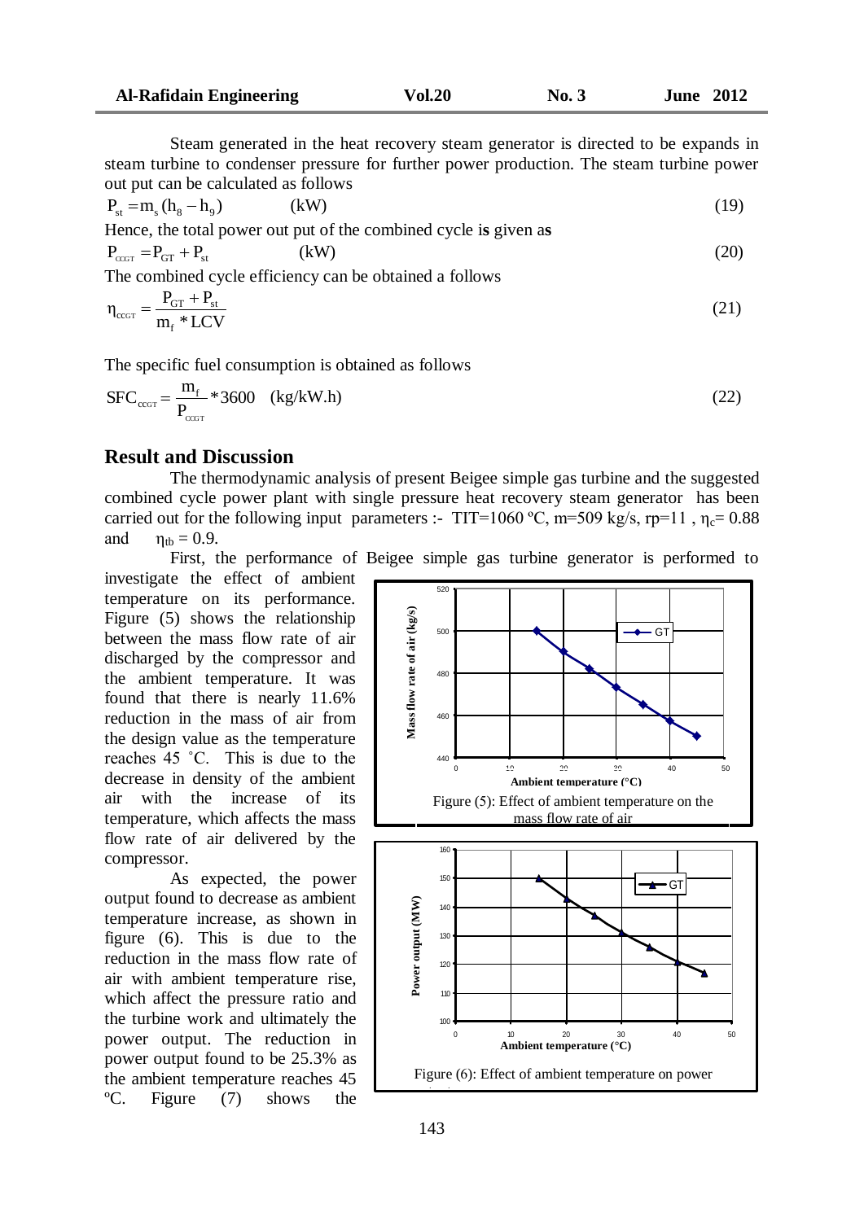Steam generated in the heat recovery steam generator is directed to be expands in steam turbine to condenser pressure for further power production. The steam turbine power out put can be calculated as follows

$$P_{st} = m_s (h_8 - h_9) \quad \text{(kW)} \tag{19}$$

Hence, the total power out put of the combined cycle is given as

$$P_{CCGT} = P_{GT} + P_{st} \quad \text{(kW)} \tag{20}$$

The combined cycle efficiency can be obtained a follows

$$\eta_{CCGT} = \frac{P_{GT} + P_{st}}{m_f * LCV} \tag{21}$$

The specific fuel consumption is obtained as follows

$$SFC_{CCGT} = \frac{m_f}{P_{CCGT}} * 3600 \quad \text{(kg/kW.h)} \tag{22}$$

## Result and Discussion

The thermodynamic analysis of present Beigee simple gas turbine and the suggested combined cycle power plant with single pressure heat recovery steam generator has been carried out for the following input parameters :- TIT=1060 ºC, m=509 kg/s, rp=11 , $\eta_c$= 0.88 and $\eta_{tb}$ = 0.9.

First, the performance of Beigee simple gas turbine generator is performed to investigate the effect of ambient temperature on its performance. Figure (5) shows the relationship between the mass flow rate of air discharged by the compressor and the ambient temperature. It was found that there is nearly 11.6% reduction in the mass of air from the design value as the temperature reaches 45 ˚C. This is due to the decrease in density of the ambient air with the increase of its temperature, which affects the mass flow rate of air delivered by the compressor.

Figure (5): Effect of ambient temperature on the mass flow rate of air

As expected, the power output found to decrease as ambient temperature increase, as shown in figure (6). This is due to the reduction in the mass flow rate of air with ambient temperature rise, which affect the pressure ratio and the turbine work and ultimately the power output. The reduction in power output found to be 25.3% as the ambient temperature reaches 45 ºC. Figure (7) shows the

Figure (6): Effect of ambient temperature on power output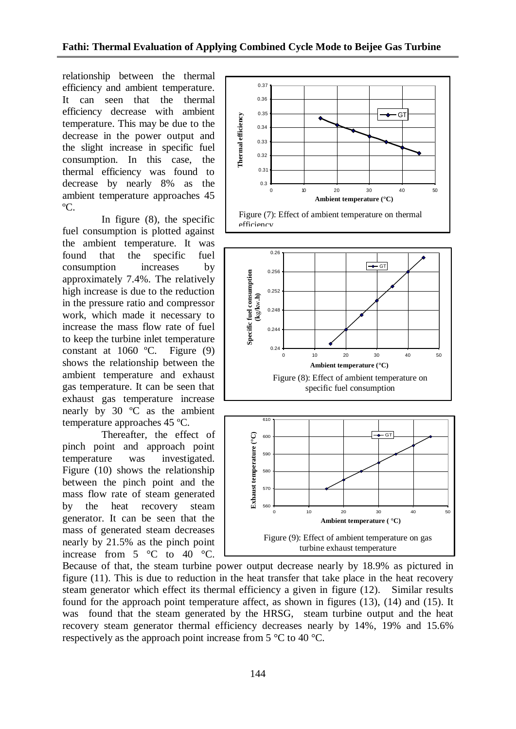relationship between the thermal efficiency and ambient temperature. It can seen that the thermal efficiency decrease with ambient temperature. This may be due to the decrease in the power output and the slight increase in specific fuel consumption. In this case, the thermal efficiency was found to decrease by nearly 8% as the ambient temperature approaches 45 ºC.

In figure (8), the specific fuel consumption is plotted against the ambient temperature. It was found that the specific fuel consumption increases by approximately 7.4%. The relatively high increase is due to the reduction in the pressure ratio and compressor work, which made it necessary to increase the mass flow rate of fuel to keep the turbine inlet temperature constant at 1060 ºC. Figure (9) shows the relationship between the ambient temperature and exhaust gas temperature. It can be seen that exhaust gas temperature increase nearly by 30 ºC as the ambient temperature approaches 45 ºC.

Thereafter, the effect of pinch point and approach point temperature was investigated. Figure (10) shows the relationship between the pinch point and the mass flow rate of steam generated by the heat recovery steam generator. It can be seen that the mass of generated steam decreases nearly by 21.5% as the pinch point increase from 5 °C to 40 °C. Because of that, the steam turbine power output decrease nearly by 18.9% as pictured in figure (11). This is due to reduction in the heat transfer that take place in the heat recovery steam generator which effect its thermal efficiency a given in figure (12). Similar results found for the approach point temperature affect, as shown in figures (13), (14) and (15). It was found that the steam generated by the HRSG, steam turbine output and the heat recovery steam generator thermal efficiency decreases nearly by 14%, 19% and 15.6% respectively as the approach point increase from 5 °C to 40 °C.

Figure (7): Effect of ambient temperature on thermal efficiency

Figure (8): Effect of ambient temperature on specific fuel consumption

Figure (9): Effect of ambient temperature on gas turbine exhaust temperature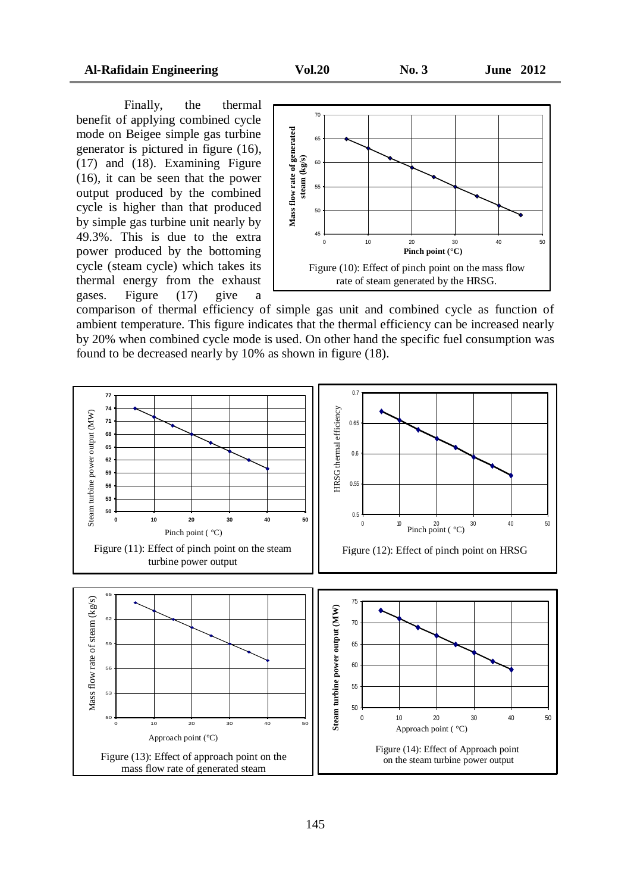Finally, the thermal benefit of applying combined cycle mode on Beigee simple gas turbine generator is pictured in figure (16), (17) and (18). Examining Figure (16), it can be seen that the power output produced by the combined cycle is higher than that produced by simple gas turbine unit nearly by 49.3%. This is due to the extra power produced by the bottoming cycle (steam cycle) which takes its thermal energy from the exhaust gases. Figure (17) give a comparison of thermal efficiency of simple gas unit and combined cycle as function of ambient temperature. This figure indicates that the thermal efficiency can be increased nearly by 20% when combined cycle mode is used. On other hand the specific fuel consumption was found to be decreased nearly by 10% as shown in figure (18).

Figure (10): Effect of pinch point on the mass flow rate of steam generated by the HRSG.

Figure (11): Effect of pinch point on the steam turbine power output

Figure (12): Effect of pinch point on HRSG

Figure (13): Effect of approach point on the mass flow rate of generated steam

Figure (14): Effect of Approach point on the steam turbine power output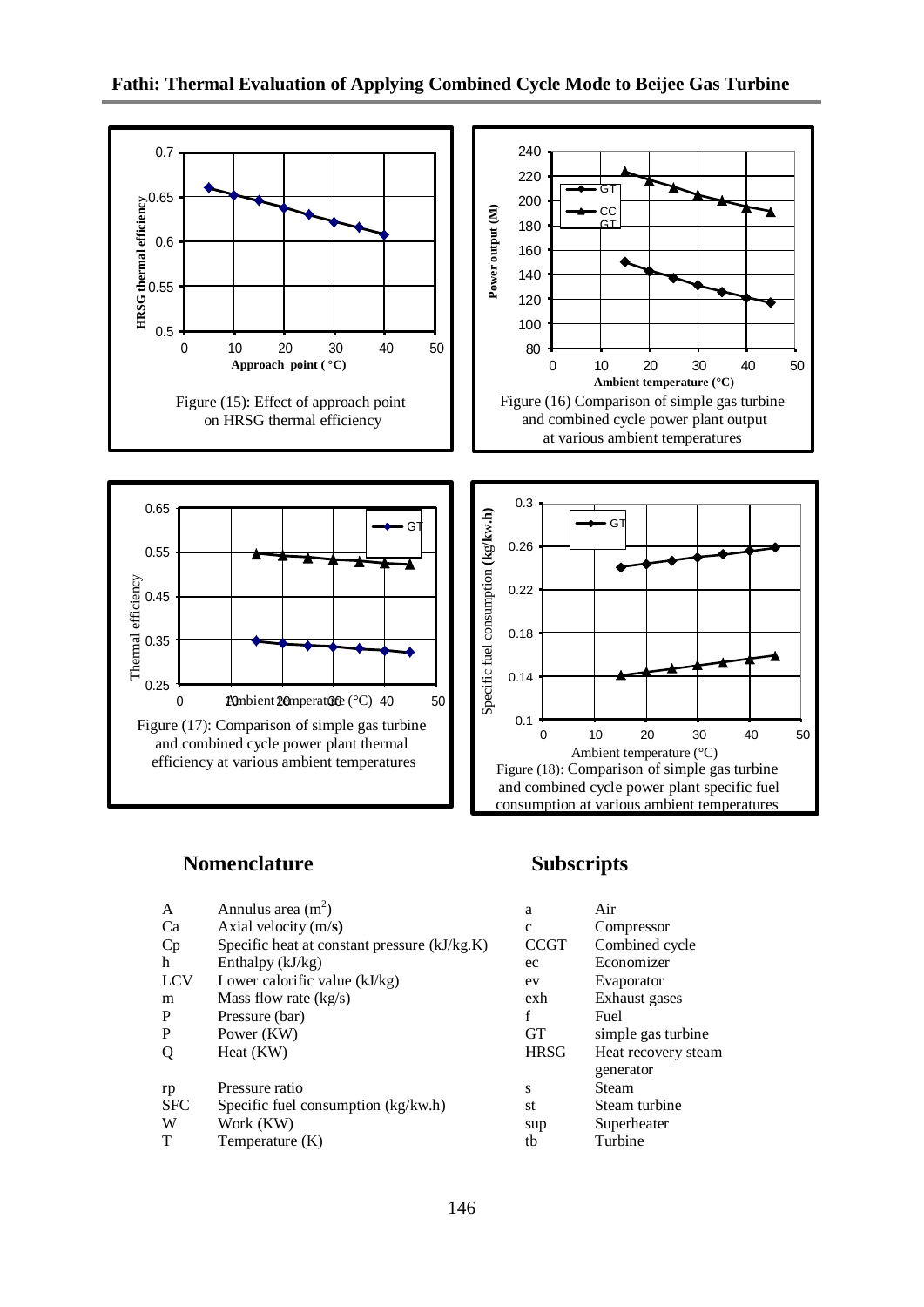Figure (15): Effect of approach point on HRSG thermal efficiency

Figure (16) Comparison of simple gas turbine and combined cycle power plant output at various ambient temperatures

Figure (17): Comparison of simple gas turbine and combined cycle power plant thermal efficiency at various ambient temperatures

Figure (18): Comparison of simple gas turbine and combined cycle power plant specific fuel consumption at various ambient temperatures

## Nomenclature

| | |
|---|---|
| A | Annulus area ($m^2$) |
| Ca | Axial velocity (m/**s)** |
| Cp | Specific heat at constant pressure (kJ/kg.K) |
| h | Enthalpy (kJ/kg) |
| LCV | Lower calorific value (kJ/kg) |
| m | Mass flow rate (kg/s) |
| P | Pressure (bar) |
| P | Power (KW) |
| Q | Heat (KW) |
| rp | Pressure ratio |
| SFC | Specific fuel consumption (kg/kw.h) |
| W | Work (KW) |
| T | Temperature (K) |

## Subscripts

| | |
|---|---|
| a | Air |
| c | Compressor |
| CCGT | Combined cycle |
| ec | Economizer |
| ev | Evaporator |
| exh | Exhaust gases |
| f | Fuel |
| GT | simple gas turbine |
| HRSG | Heat recovery steam generator |
| s | Steam |
| st | Steam turbine |
| sup | Superheater |
| tb | Turbine |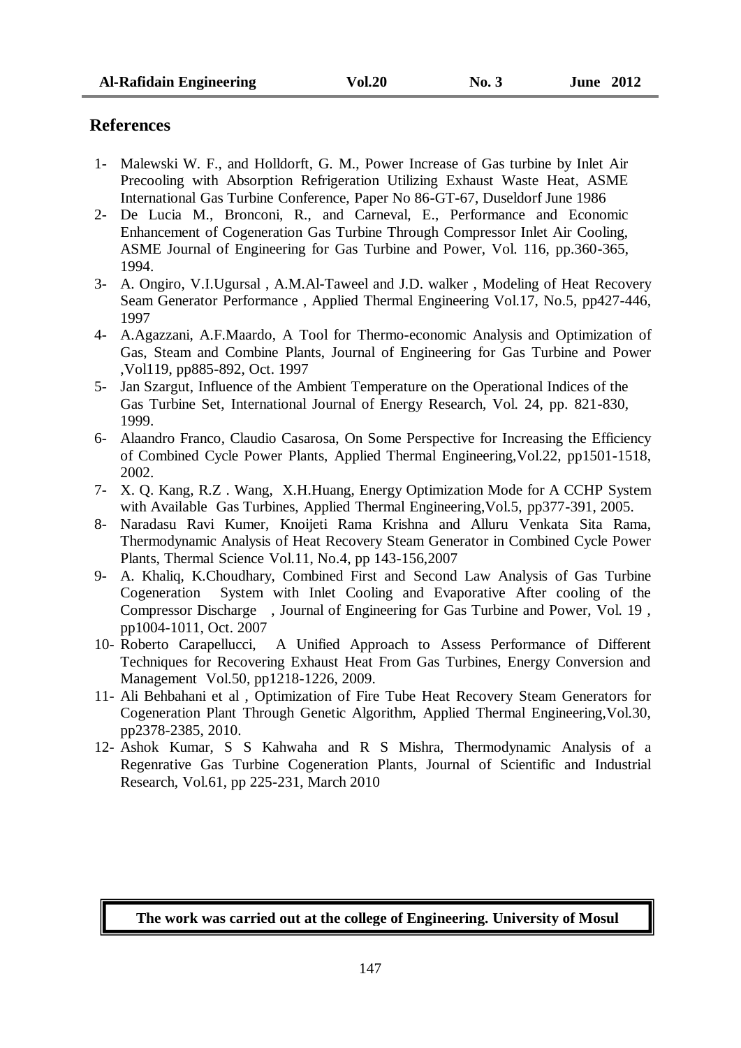## References

1- Malewski W. F., and Holldorft, G. M., Power Increase of Gas turbine by Inlet Air Precooling with Absorption Refrigeration Utilizing Exhaust Waste Heat, ASME International Gas Turbine Conference, Paper No 86-GT-67, Duseldorf June 1986

2- De Lucia M., Bronconi, R., and Carneval, E., Performance and Economic Enhancement of Cogeneration Gas Turbine Through Compressor Inlet Air Cooling, ASME Journal of Engineering for Gas Turbine and Power, Vol. 116, pp.360-365, 1994.

3- A. Ongiro, V.I.Ugursal , A.M.Al-Taweel and J.D. walker , Modeling of Heat Recovery Seam Generator Performance , Applied Thermal Engineering Vol.17, No.5, pp427-446, 1997

4- A.Agazzani, A.F.Maardo, A Tool for Thermo-economic Analysis and Optimization of Gas, Steam and Combine Plants, Journal of Engineering for Gas Turbine and Power ,Vol119, pp885-892, Oct. 1997

5- Jan Szargut, Influence of the Ambient Temperature on the Operational Indices of the Gas Turbine Set, International Journal of Energy Research, Vol. 24, pp. 821-830, 1999.

6- Alaandro Franco, Claudio Casarosa, On Some Perspective for Increasing the Efficiency of Combined Cycle Power Plants, Applied Thermal Engineering,Vol.22, pp1501-1518, 2002.

7- X. Q. Kang, R.Z . Wang, X.H.Huang, Energy Optimization Mode for A CCHP System with Available Gas Turbines, Applied Thermal Engineering,Vol.5, pp377-391, 2005.

8- Naradasu Ravi Kumer, Knoijeti Rama Krishna and Alluru Venkata Sita Rama, Thermodynamic Analysis of Heat Recovery Steam Generator in Combined Cycle Power Plants, Thermal Science Vol.11, No.4, pp 143-156,2007

9- A. Khaliq, K.Choudhary, Combined First and Second Law Analysis of Gas Turbine Cogeneration System with Inlet Cooling and Evaporative After cooling of the Compressor Discharge , Journal of Engineering for Gas Turbine and Power, Vol. 19 , pp1004-1011, Oct. 2007

10- Roberto Carapellucci, A Unified Approach to Assess Performance of Different Techniques for Recovering Exhaust Heat From Gas Turbines, Energy Conversion and Management Vol.50, pp1218-1226, 2009.

11- Ali Behbahani et al , Optimization of Fire Tube Heat Recovery Steam Generators for Cogeneration Plant Through Genetic Algorithm, Applied Thermal Engineering,Vol.30, pp2378-2385, 2010.

12- Ashok Kumar, S S Kahwaha and R S Mishra, Thermodynamic Analysis of a Regenrative Gas Turbine Cogeneration Plants, Journal of Scientific and Industrial Research, Vol.61, pp 225-231, March 2010

**The work was carried out at the college of Engineering. University of Mosul**